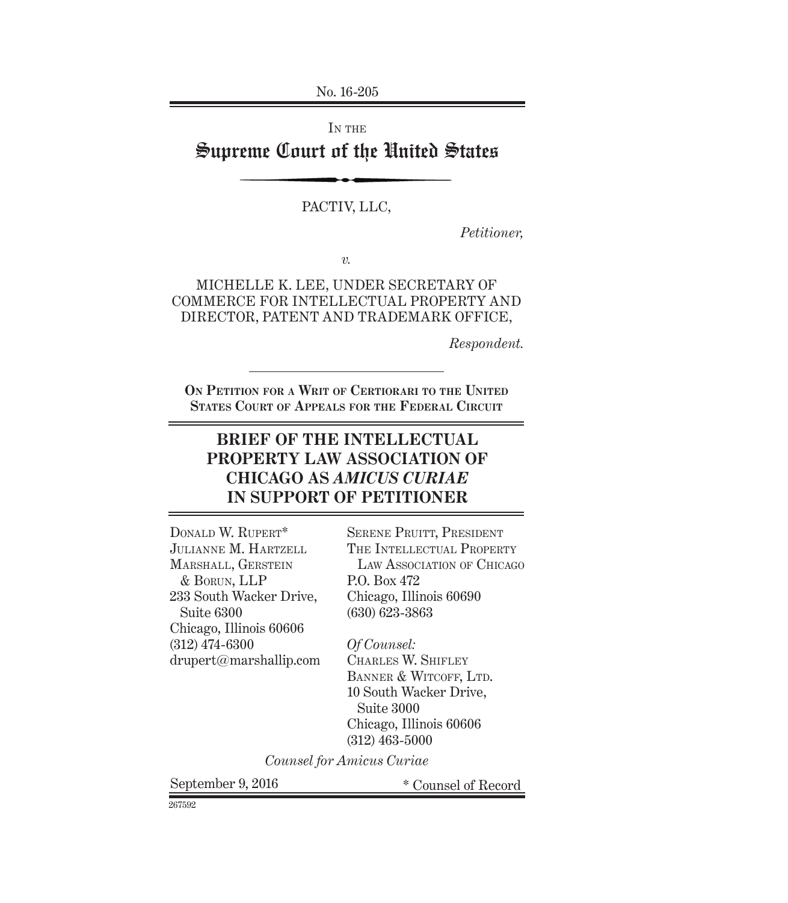No. 16-205

IN THE

# Supreme Court of the United States

PACTIV, LLC,

*Petitioner,*

*v.*

MICHELLE K. LEE, UNDER SECRETARY OF COMMERCE FOR INTELLECTUAL PROPERTY AND DIRECTOR, PATENT AND TRADEMARK OFFICE,

*Respondent.*

**ON PETITION FOR A WRIT OF CERTIORARI TO THE UNITED STATES COURT OF APPEALS FOR THE FEDERAL CIRCUIT**

## BRIEF OF THE INTELLECTUAL PROPERTY LAW ASSOCIATION OF CHICAGO AS *AMICUS CURIAE* IN SUPPORT OF PETITIONER

DONALD W. RUPERT*
JULIANNE M. HARTZELL
MARSHALL, GERSTEIN & BORUN, LLP
233 South Wacker Drive, Suite 6300
Chicago, Illinois 60606
(312) 474-6300
drupert@marshallip.com

SERENE PRUITT, PRESIDENT
THE INTELLECTUAL PROPERTY LAW ASSOCIATION OF CHICAGO
P.O. Box 472
Chicago, Illinois 60690
(630) 623-3863

*Of Counsel:*
CHARLES W. SHIFLEY
BANNER & WITCOFF, LTD.
10 South Wacker Drive, Suite 3000
Chicago, Illinois 60606
(312) 463-5000

*Counsel for Amicus Curiae*

September 9, 2016

\* Counsel of Record

267592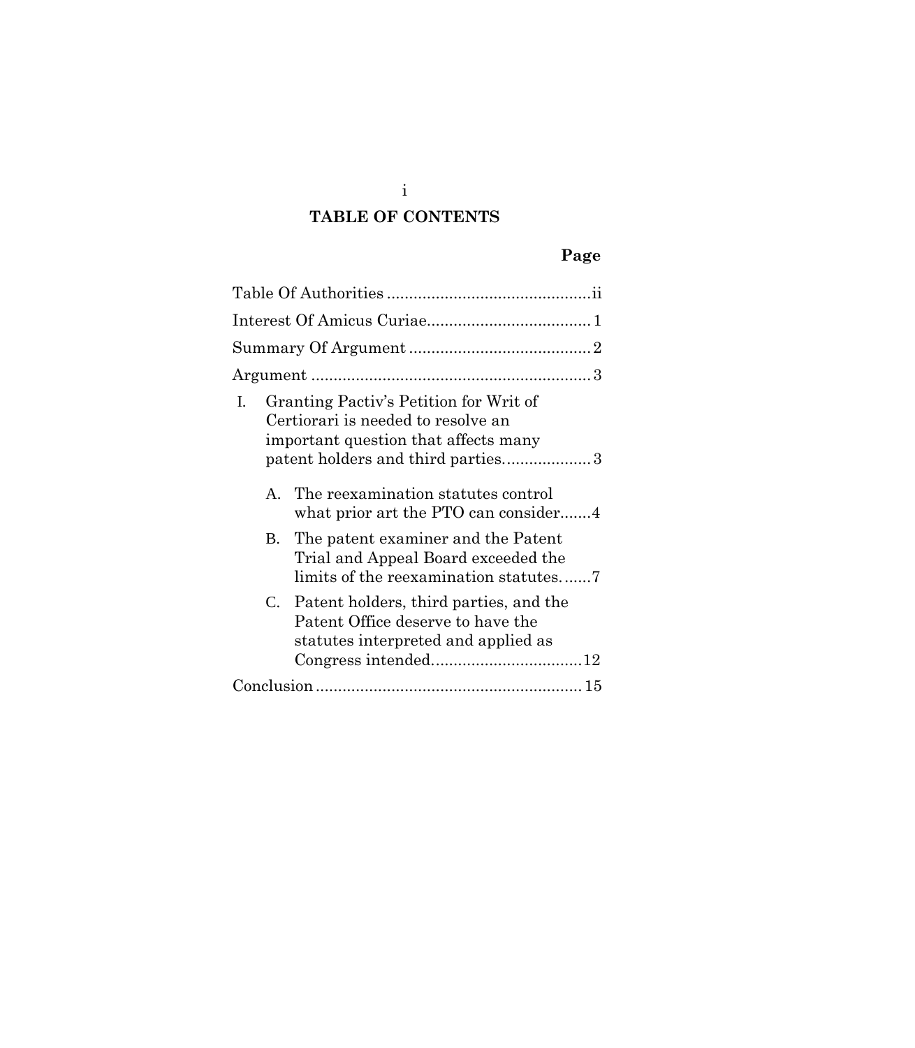## TABLE OF CONTENTS

| | Page |
|---|---|
| Table Of Authorities | ii |
| Interest Of Amicus Curiae | 1 |
| Summary Of Argument | 2 |
| Argument | 3 |
| I. Granting Pactiv's Petition for Writ of Certiorari is needed to resolve an important question that affects many patent holders and third parties. | 3 |
| A. The reexamination statutes control what prior art the PTO can consider | 4 |
| B. The patent examiner and the Patent Trial and Appeal Board exceeded the limits of the reexamination statutes. | 7 |
| C. Patent holders, third parties, and the Patent Office deserve to have the statutes interpreted and applied as Congress intended. | 12 |
| Conclusion | 15 |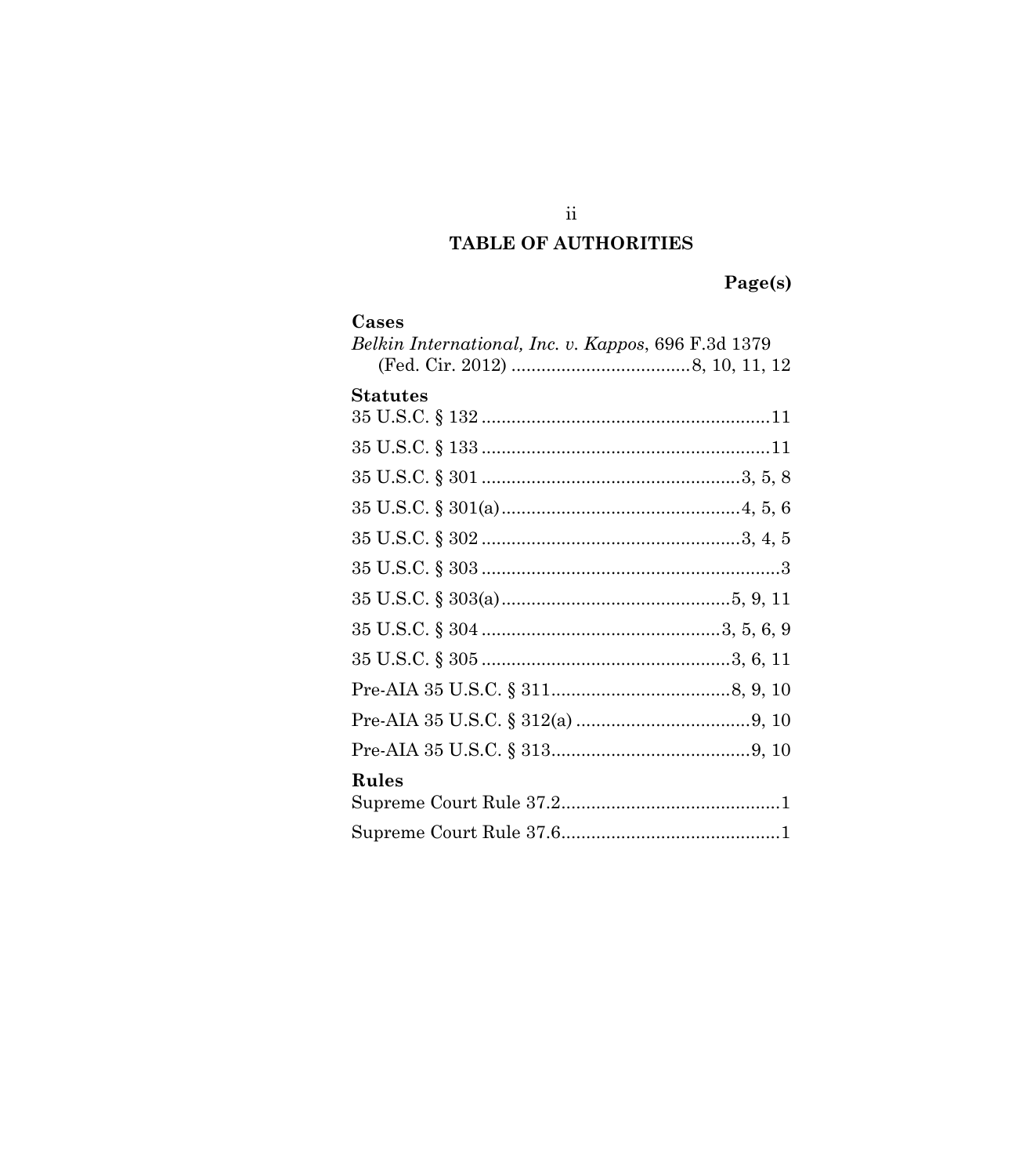# TABLE OF AUTHORITIES

**Page(s)**

**Cases**

*Belkin International, Inc. v. Kappos*, 696 F.3d 1379 (Fed. Cir. 2012) ....................................8, 10, 11, 12

**Statutes**

35 U.S.C. § 132 ..........................................................11

35 U.S.C. § 133 ..........................................................11

35 U.S.C. § 301 ....................................................3, 5, 8

35 U.S.C. § 301(a)................................................4, 5, 6

35 U.S.C. § 302 ....................................................3, 4, 5

35 U.S.C. § 303 .............................................................3

35 U.S.C. § 303(a)..............................................5, 9, 11

35 U.S.C. § 304 ................................................3, 5, 6, 9

35 U.S.C. § 305 ..................................................3, 6, 11

Pre-AIA 35 U.S.C. § 311....................................8, 9, 10

Pre-AIA 35 U.S.C. § 312(a) ...................................9, 10

Pre-AIA 35 U.S.C. § 313........................................9, 10

**Rules**

Supreme Court Rule 37.2............................................1

Supreme Court Rule 37.6............................................1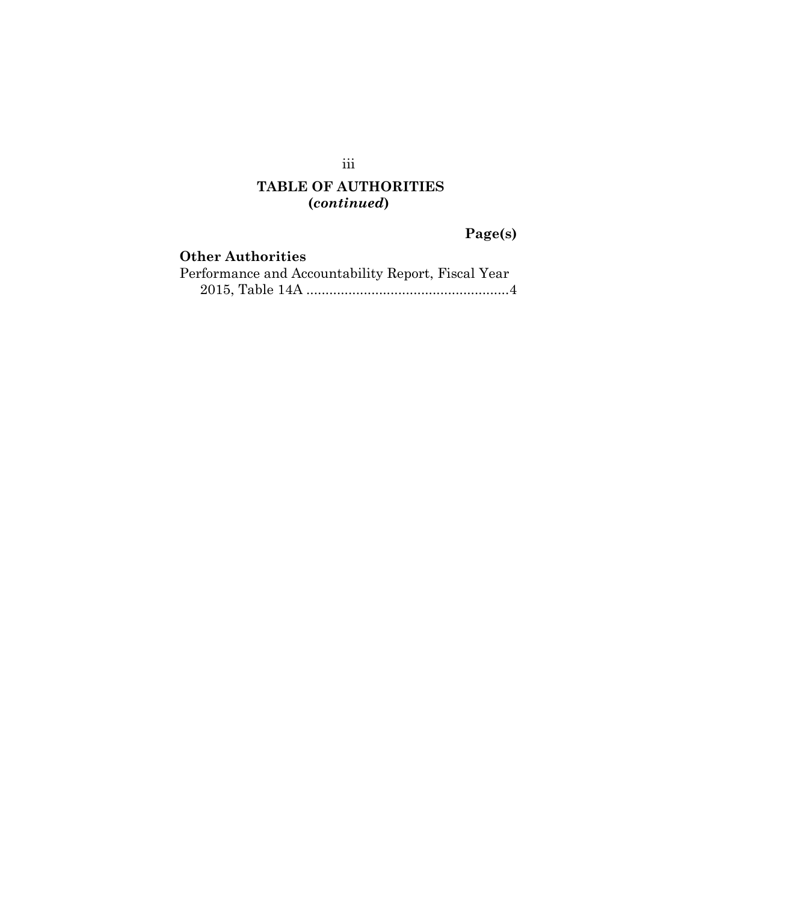**TABLE OF AUTHORITIES**
**(*continued*)**

**Page(s)**

**Other Authorities**

Performance and Accountability Report, Fiscal Year 2015, Table 14A ....................................................4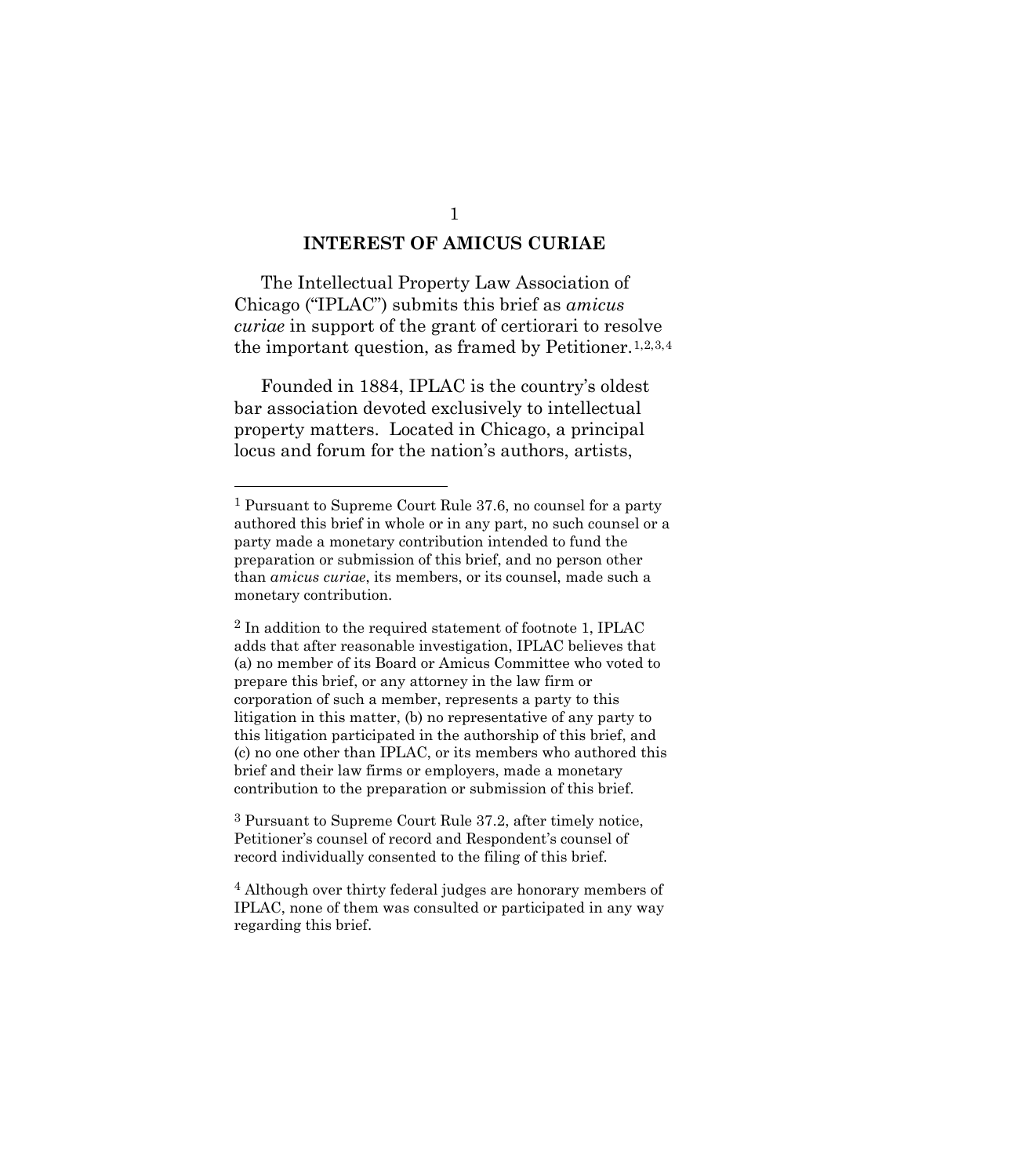## INTEREST OF AMICUS CURIAE

The Intellectual Property Law Association of Chicago ("IPLAC") submits this brief as *amicus curiae* in support of the grant of certiorari to resolve the important question, as framed by Petitioner.[1,2,3,4]

Founded in 1884, IPLAC is the country's oldest bar association devoted exclusively to intellectual property matters. Located in Chicago, a principal locus and forum for the nation's authors, artists,

---

[1] Pursuant to Supreme Court Rule 37.6, no counsel for a party authored this brief in whole or in any part, no such counsel or a party made a monetary contribution intended to fund the preparation or submission of this brief, and no person other than *amicus curiae*, its members, or its counsel, made such a monetary contribution.

[2] In addition to the required statement of footnote 1, IPLAC adds that after reasonable investigation, IPLAC believes that (a) no member of its Board or Amicus Committee who voted to prepare this brief, or any attorney in the law firm or corporation of such a member, represents a party to this litigation in this matter, (b) no representative of any party to this litigation participated in the authorship of this brief, and (c) no one other than IPLAC, or its members who authored this brief and their law firms or employers, made a monetary contribution to the preparation or submission of this brief.

[3] Pursuant to Supreme Court Rule 37.2, after timely notice, Petitioner's counsel of record and Respondent's counsel of record individually consented to the filing of this brief.

[4] Although over thirty federal judges are honorary members of IPLAC, none of them was consulted or participated in any way regarding this brief.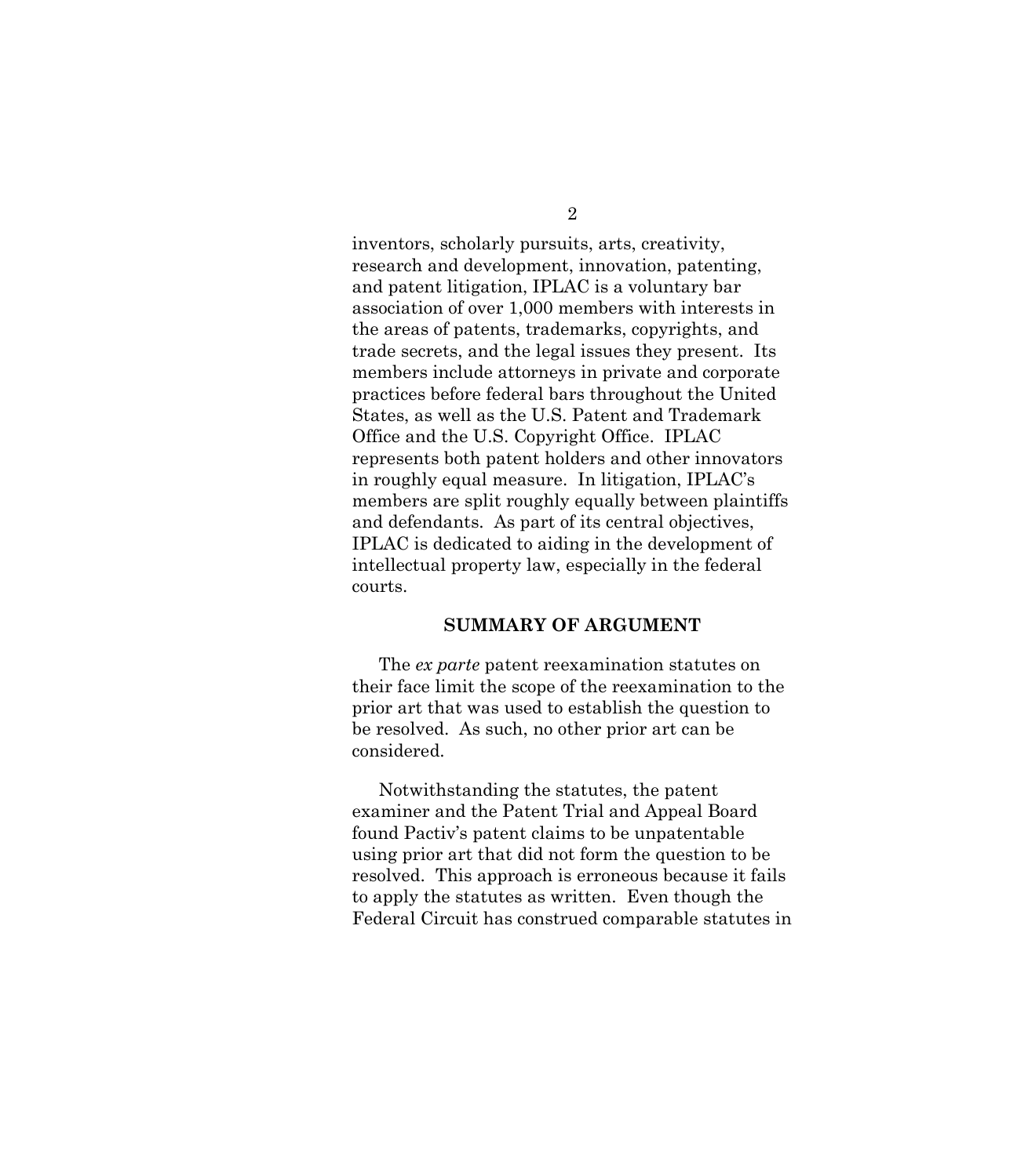inventors, scholarly pursuits, arts, creativity, research and development, innovation, patenting, and patent litigation, IPLAC is a voluntary bar association of over 1,000 members with interests in the areas of patents, trademarks, copyrights, and trade secrets, and the legal issues they present. Its members include attorneys in private and corporate practices before federal bars throughout the United States, as well as the U.S. Patent and Trademark Office and the U.S. Copyright Office. IPLAC represents both patent holders and other innovators in roughly equal measure. In litigation, IPLAC's members are split roughly equally between plaintiffs and defendants. As part of its central objectives, IPLAC is dedicated to aiding in the development of intellectual property law, especially in the federal courts.

## SUMMARY OF ARGUMENT

The *ex parte* patent reexamination statutes on their face limit the scope of the reexamination to the prior art that was used to establish the question to be resolved. As such, no other prior art can be considered.

Notwithstanding the statutes, the patent examiner and the Patent Trial and Appeal Board found Pactiv's patent claims to be unpatentable using prior art that did not form the question to be resolved. This approach is erroneous because it fails to apply the statutes as written. Even though the Federal Circuit has construed comparable statutes in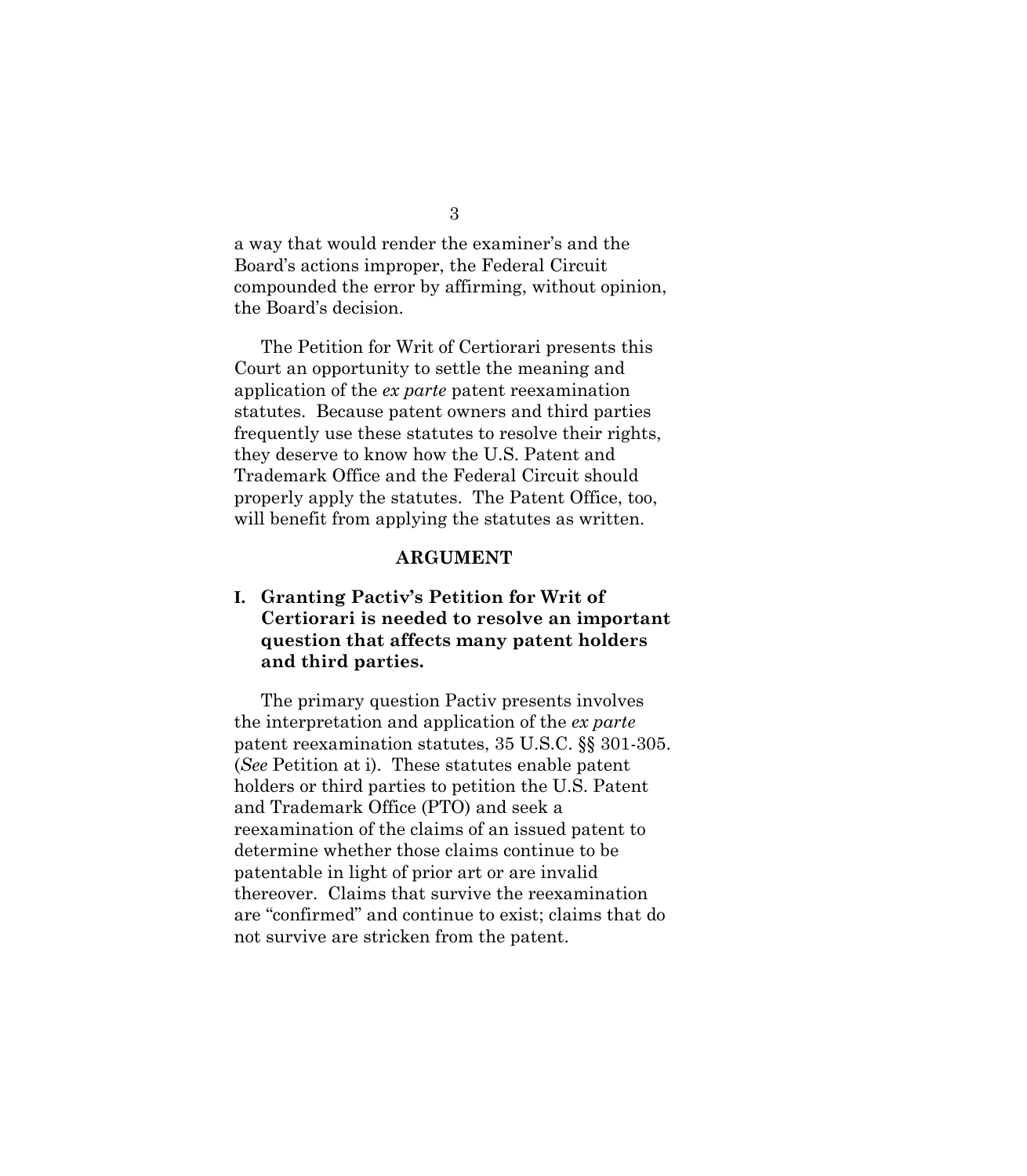a way that would render the examiner's and the Board's actions improper, the Federal Circuit compounded the error by affirming, without opinion, the Board's decision.

The Petition for Writ of Certiorari presents this Court an opportunity to settle the meaning and application of the *ex parte* patent reexamination statutes. Because patent owners and third parties frequently use these statutes to resolve their rights, they deserve to know how the U.S. Patent and Trademark Office and the Federal Circuit should properly apply the statutes. The Patent Office, too, will benefit from applying the statutes as written.

## ARGUMENT

### I. Granting Pactiv's Petition for Writ of Certiorari is needed to resolve an important question that affects many patent holders and third parties.

The primary question Pactiv presents involves the interpretation and application of the *ex parte* patent reexamination statutes, 35 U.S.C. §§ 301-305. (*See* Petition at i). These statutes enable patent holders or third parties to petition the U.S. Patent and Trademark Office (PTO) and seek a reexamination of the claims of an issued patent to determine whether those claims continue to be patentable in light of prior art or are invalid thereover. Claims that survive the reexamination are "confirmed" and continue to exist; claims that do not survive are stricken from the patent.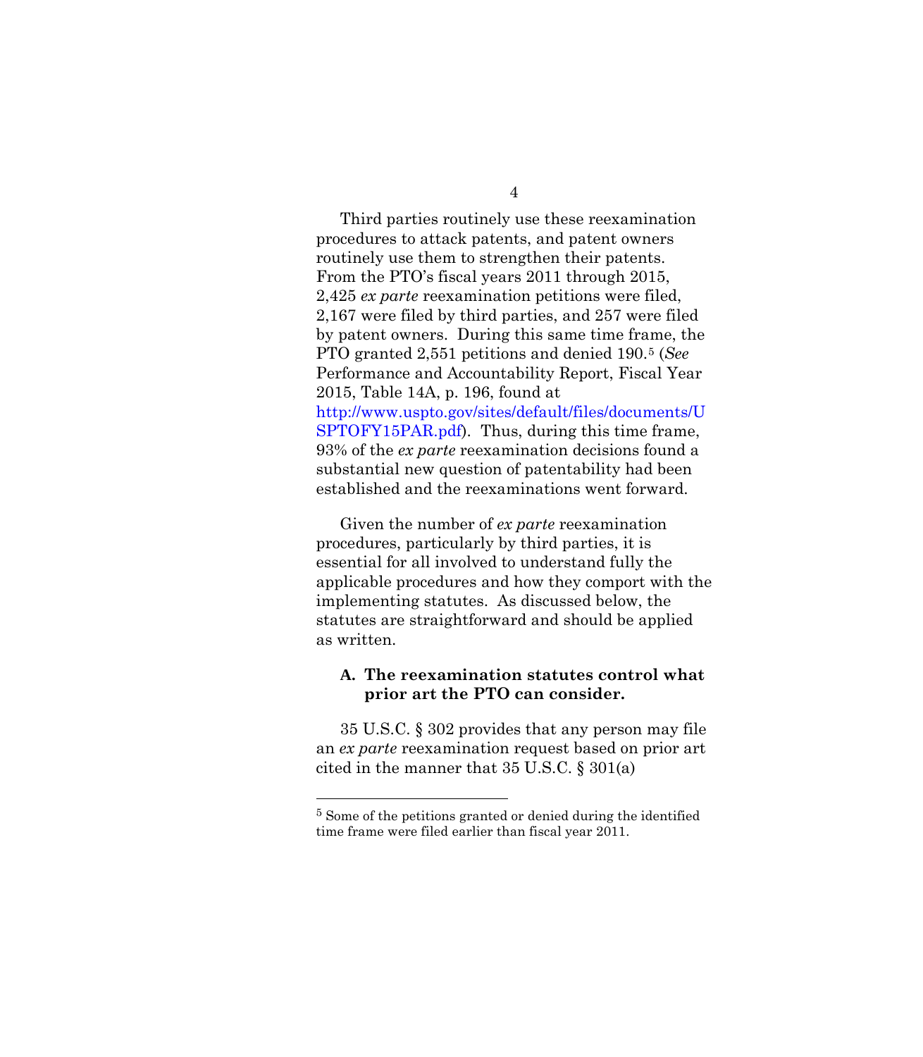Third parties routinely use these reexamination procedures to attack patents, and patent owners routinely use them to strengthen their patents. From the PTO's fiscal years 2011 through 2015, 2,425 *ex parte* reexamination petitions were filed, 2,167 were filed by third parties, and 257 were filed by patent owners. During this same time frame, the PTO granted 2,551 petitions and denied 190.[5] (*See* Performance and Accountability Report, Fiscal Year 2015, Table 14A, p. 196, found at http://www.uspto.gov/sites/default/files/documents/USPTOFY15PAR.pdf). Thus, during this time frame, 93% of the *ex parte* reexamination decisions found a substantial new question of patentability had been established and the reexaminations went forward.

Given the number of *ex parte* reexamination procedures, particularly by third parties, it is essential for all involved to understand fully the applicable procedures and how they comport with the implementing statutes. As discussed below, the statutes are straightforward and should be applied as written.

### A. The reexamination statutes control what prior art the PTO can consider.

35 U.S.C. § 302 provides that any person may file an *ex parte* reexamination request based on prior art cited in the manner that 35 U.S.C. § 301(a)

---

[5] Some of the petitions granted or denied during the identified time frame were filed earlier than fiscal year 2011.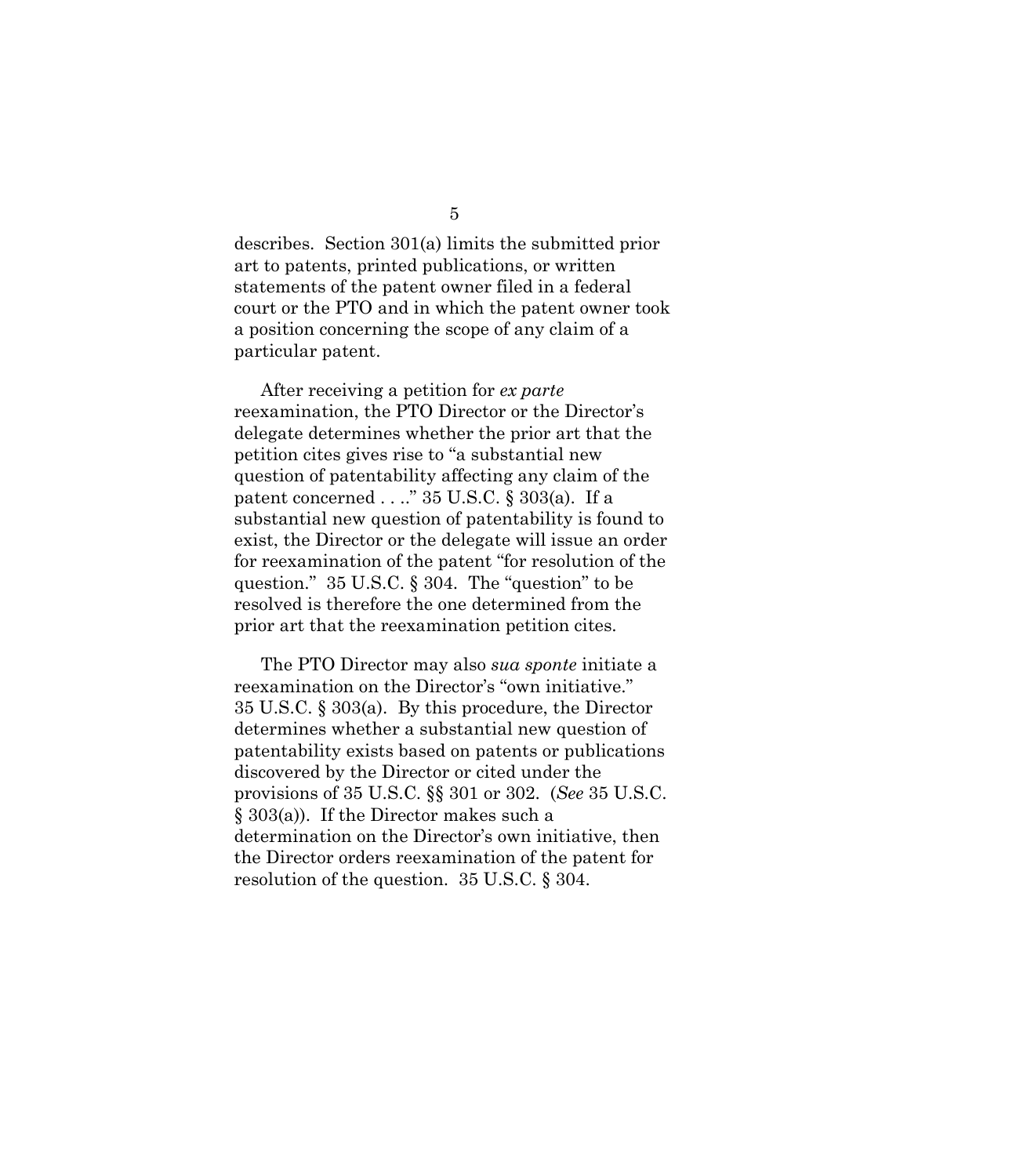describes. Section 301(a) limits the submitted prior art to patents, printed publications, or written statements of the patent owner filed in a federal court or the PTO and in which the patent owner took a position concerning the scope of any claim of a particular patent.

After receiving a petition for *ex parte* reexamination, the PTO Director or the Director's delegate determines whether the prior art that the petition cites gives rise to "a substantial new question of patentability affecting any claim of the patent concerned . . .." 35 U.S.C. § 303(a). If a substantial new question of patentability is found to exist, the Director or the delegate will issue an order for reexamination of the patent "for resolution of the question." 35 U.S.C. § 304. The "question" to be resolved is therefore the one determined from the prior art that the reexamination petition cites.

The PTO Director may also *sua sponte* initiate a reexamination on the Director's "own initiative." 35 U.S.C. § 303(a). By this procedure, the Director determines whether a substantial new question of patentability exists based on patents or publications discovered by the Director or cited under the provisions of 35 U.S.C. §§ 301 or 302. (*See* 35 U.S.C. § 303(a)). If the Director makes such a determination on the Director's own initiative, then the Director orders reexamination of the patent for resolution of the question. 35 U.S.C. § 304.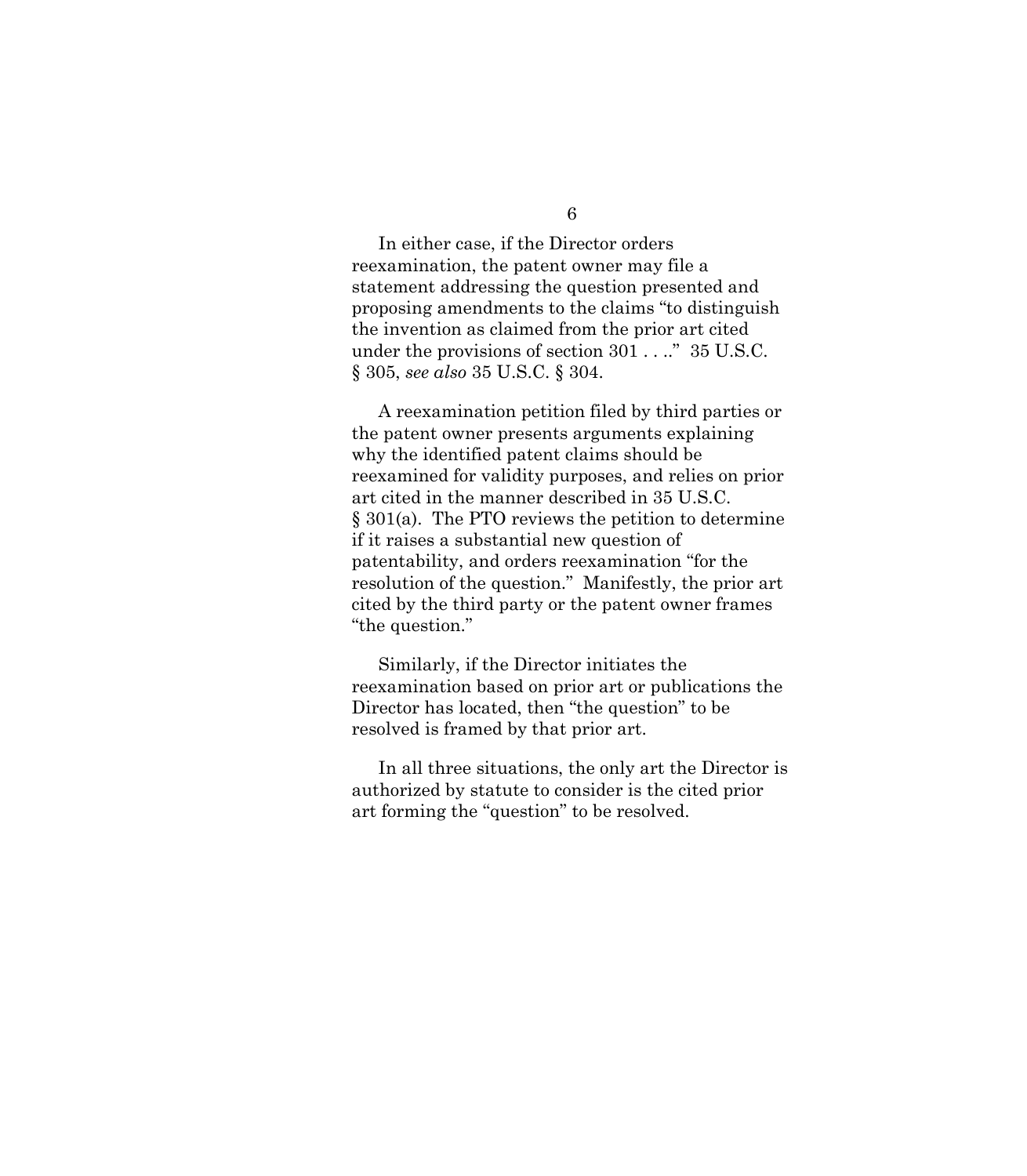In either case, if the Director orders reexamination, the patent owner may file a statement addressing the question presented and proposing amendments to the claims "to distinguish the invention as claimed from the prior art cited under the provisions of section 301 . . .." 35 U.S.C. § 305, *see also* 35 U.S.C. § 304.

A reexamination petition filed by third parties or the patent owner presents arguments explaining why the identified patent claims should be reexamined for validity purposes, and relies on prior art cited in the manner described in 35 U.S.C. § 301(a). The PTO reviews the petition to determine if it raises a substantial new question of patentability, and orders reexamination "for the resolution of the question." Manifestly, the prior art cited by the third party or the patent owner frames "the question."

Similarly, if the Director initiates the reexamination based on prior art or publications the Director has located, then "the question" to be resolved is framed by that prior art.

In all three situations, the only art the Director is authorized by statute to consider is the cited prior art forming the "question" to be resolved.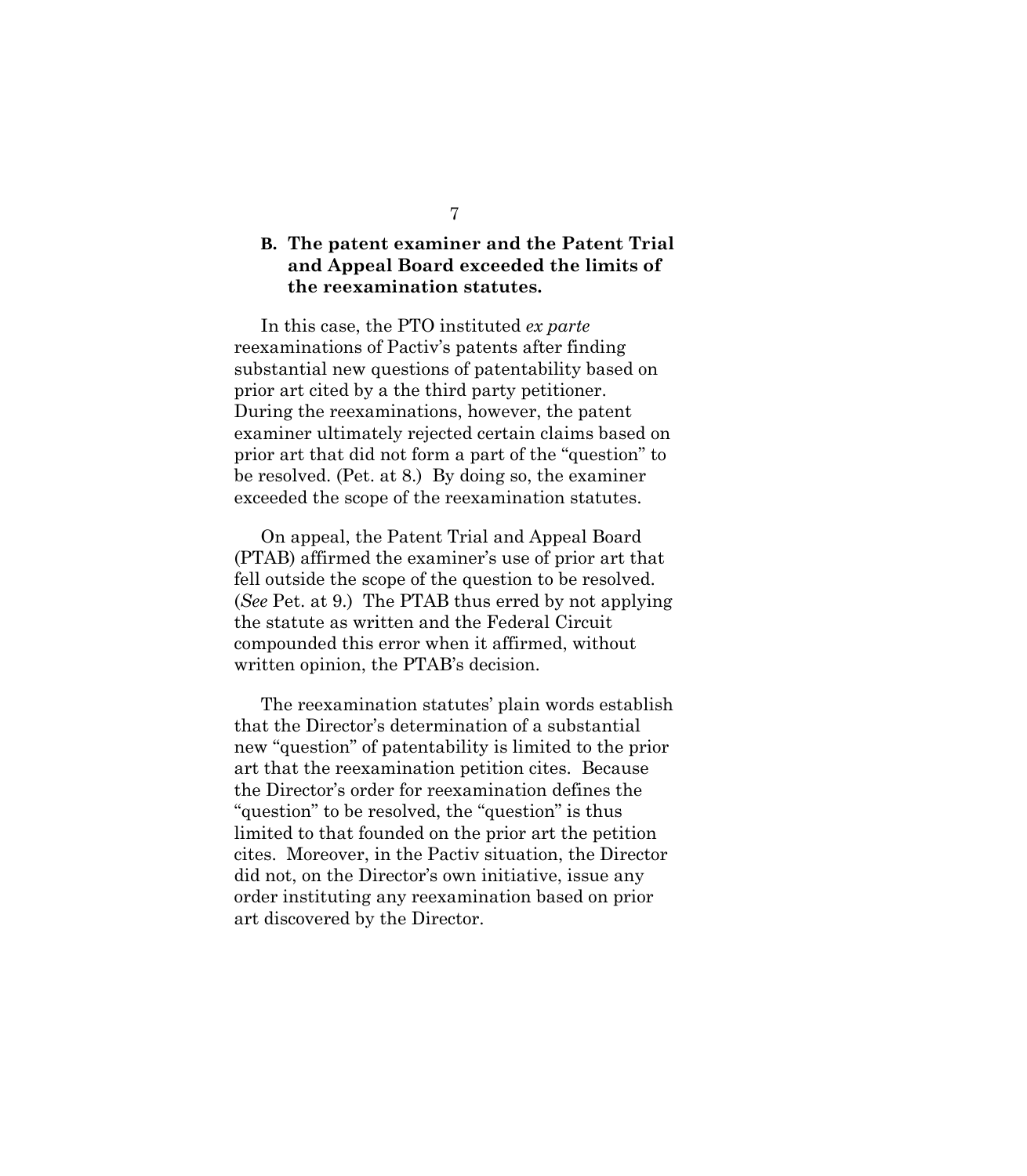### B. The patent examiner and the Patent Trial and Appeal Board exceeded the limits of the reexamination statutes.

In this case, the PTO instituted *ex parte* reexaminations of Pactiv's patents after finding substantial new questions of patentability based on prior art cited by a the third party petitioner. During the reexaminations, however, the patent examiner ultimately rejected certain claims based on prior art that did not form a part of the "question" to be resolved. (Pet. at 8.) By doing so, the examiner exceeded the scope of the reexamination statutes.

On appeal, the Patent Trial and Appeal Board (PTAB) affirmed the examiner's use of prior art that fell outside the scope of the question to be resolved. (*See* Pet. at 9.) The PTAB thus erred by not applying the statute as written and the Federal Circuit compounded this error when it affirmed, without written opinion, the PTAB's decision.

The reexamination statutes' plain words establish that the Director's determination of a substantial new "question" of patentability is limited to the prior art that the reexamination petition cites. Because the Director's order for reexamination defines the "question" to be resolved, the "question" is thus limited to that founded on the prior art the petition cites. Moreover, in the Pactiv situation, the Director did not, on the Director's own initiative, issue any order instituting any reexamination based on prior art discovered by the Director.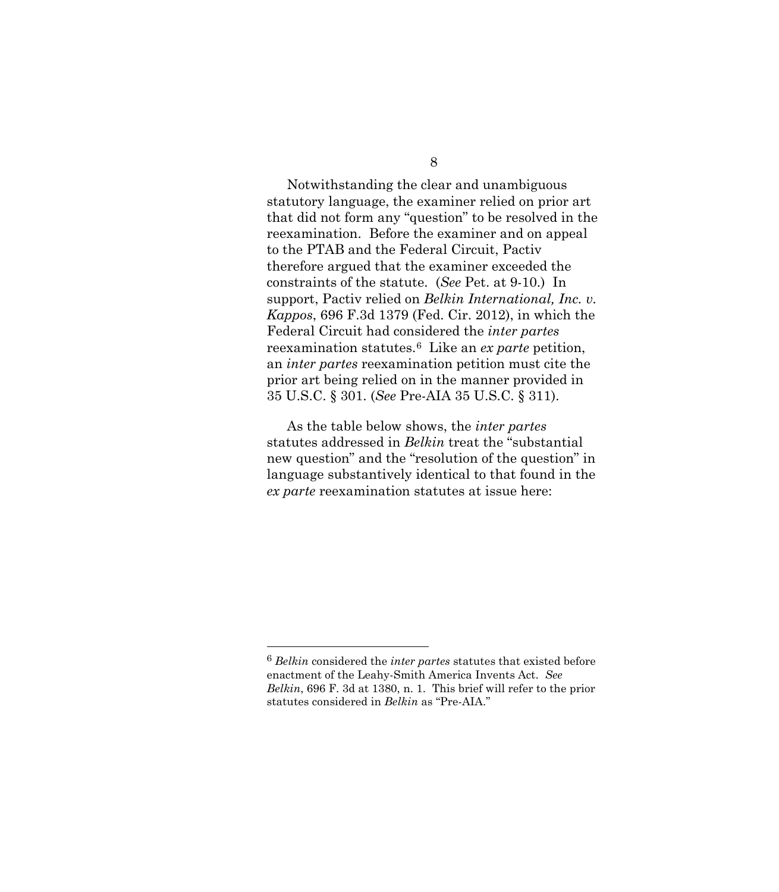Notwithstanding the clear and unambiguous statutory language, the examiner relied on prior art that did not form any "question" to be resolved in the reexamination. Before the examiner and on appeal to the PTAB and the Federal Circuit, Pactiv therefore argued that the examiner exceeded the constraints of the statute. (*See* Pet. at 9-10.) In support, Pactiv relied on *Belkin International, Inc. v. Kappos*, 696 F.3d 1379 (Fed. Cir. 2012), in which the Federal Circuit had considered the *inter partes* reexamination statutes.[6] Like an *ex parte* petition, an *inter partes* reexamination petition must cite the prior art being relied on in the manner provided in 35 U.S.C. § 301. (*See* Pre-AIA 35 U.S.C. § 311).

As the table below shows, the *inter partes* statutes addressed in *Belkin* treat the "substantial new question" and the "resolution of the question" in language substantively identical to that found in the *ex parte* reexamination statutes at issue here:

---

[6] *Belkin* considered the *inter partes* statutes that existed before enactment of the Leahy-Smith America Invents Act. *See Belkin*, 696 F. 3d at 1380, n. 1. This brief will refer to the prior statutes considered in *Belkin* as "Pre-AIA."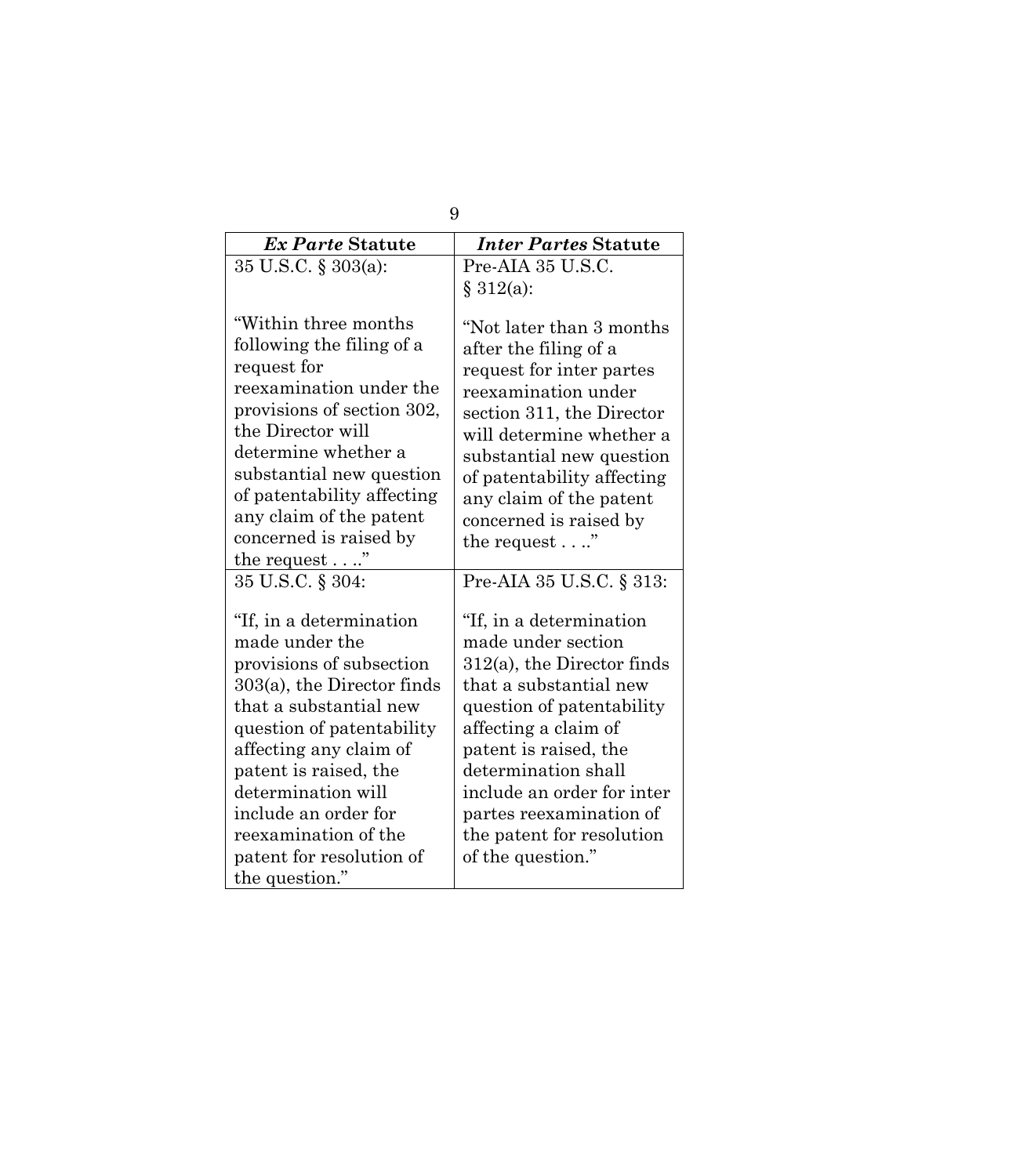| *Ex Parte* Statute | *Inter Partes* Statute |
|---|---|
| 35 U.S.C. § 303(a):<br><br>"Within three months following the filing of a request for reexamination under the provisions of section 302, the Director will determine whether a substantial new question of patentability affecting any claim of the patent concerned is raised by the request . . .." | Pre-AIA 35 U.S.C. § 312(a):<br><br>"Not later than 3 months after the filing of a request for inter partes reexamination under section 311, the Director will determine whether a substantial new question of patentability affecting any claim of the patent concerned is raised by the request . . .." |
| 35 U.S.C. § 304:<br><br>"If, in a determination made under the provisions of subsection 303(a), the Director finds that a substantial new question of patentability affecting any claim of patent is raised, the determination will include an order for reexamination of the patent for resolution of the question." | Pre-AIA 35 U.S.C. § 313:<br><br>"If, in a determination made under section 312(a), the Director finds that a substantial new question of patentability affecting a claim of patent is raised, the determination shall include an order for inter partes reexamination of the patent for resolution of the question." |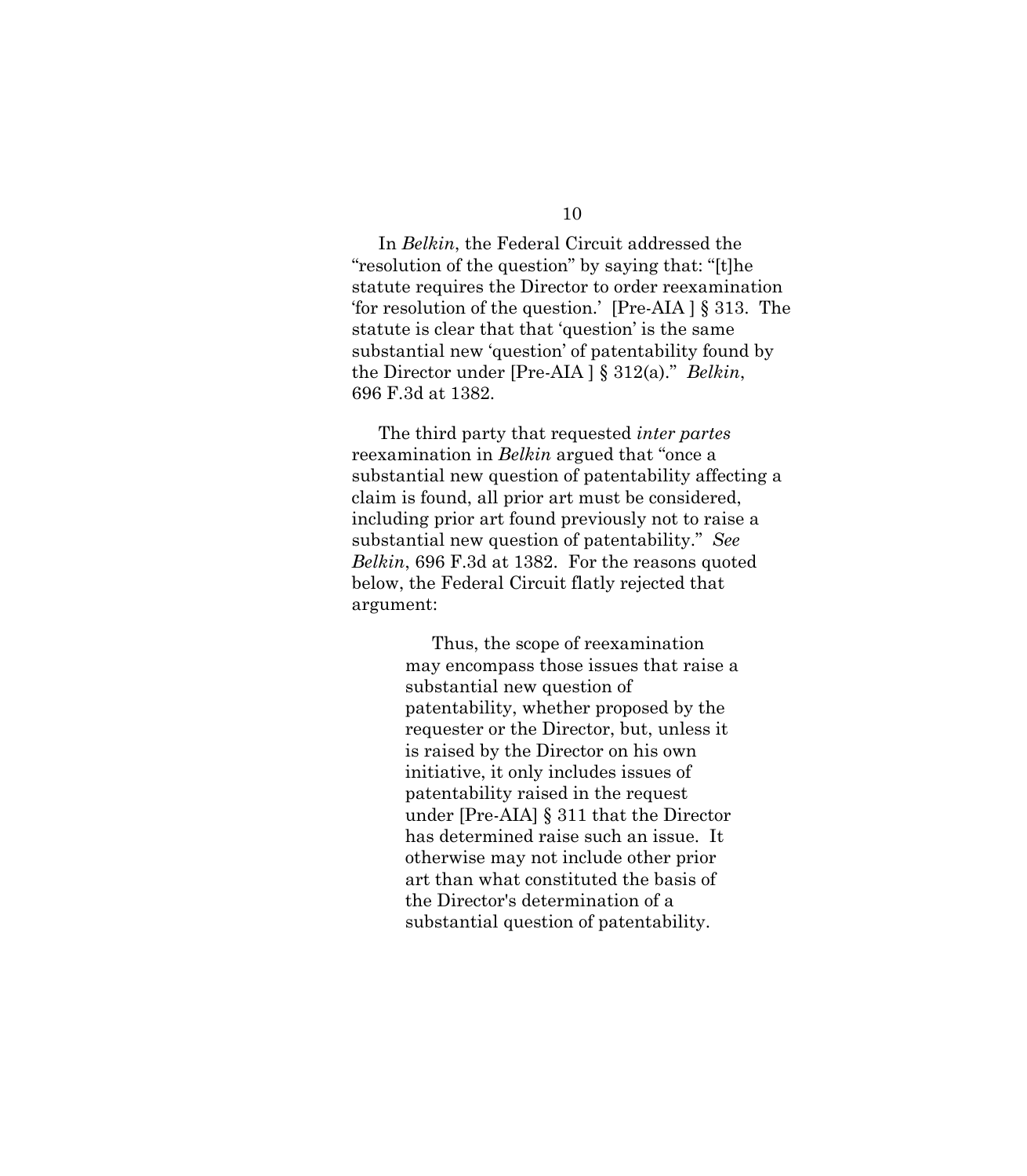In *Belkin*, the Federal Circuit addressed the "resolution of the question" by saying that: "[t]he statute requires the Director to order reexamination 'for resolution of the question.' [Pre-AIA ] § 313. The statute is clear that that 'question' is the same substantial new 'question' of patentability found by the Director under [Pre-AIA ] § 312(a)." *Belkin*, 696 F.3d at 1382.

The third party that requested *inter partes* reexamination in *Belkin* argued that "once a substantial new question of patentability affecting a claim is found, all prior art must be considered, including prior art found previously not to raise a substantial new question of patentability." *See Belkin*, 696 F.3d at 1382. For the reasons quoted below, the Federal Circuit flatly rejected that argument:

> Thus, the scope of reexamination may encompass those issues that raise a substantial new question of patentability, whether proposed by the requester or the Director, but, unless it is raised by the Director on his own initiative, it only includes issues of patentability raised in the request under [Pre-AIA] § 311 that the Director has determined raise such an issue. It otherwise may not include other prior art than what constituted the basis of the Director's determination of a substantial question of patentability.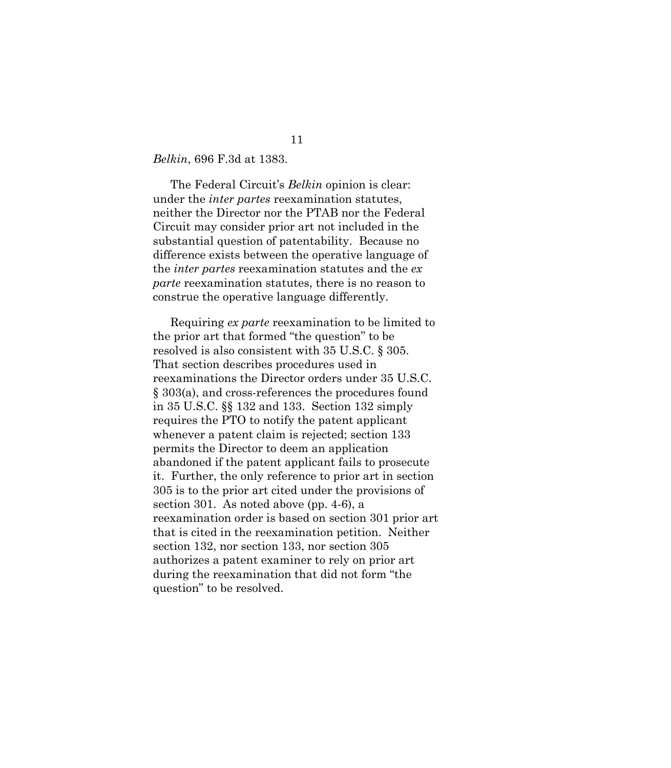*Belkin*, 696 F.3d at 1383.

The Federal Circuit's *Belkin* opinion is clear: under the *inter partes* reexamination statutes, neither the Director nor the PTAB nor the Federal Circuit may consider prior art not included in the substantial question of patentability. Because no difference exists between the operative language of the *inter partes* reexamination statutes and the *ex parte* reexamination statutes, there is no reason to construe the operative language differently.

Requiring *ex parte* reexamination to be limited to the prior art that formed "the question" to be resolved is also consistent with 35 U.S.C. § 305. That section describes procedures used in reexaminations the Director orders under 35 U.S.C. § 303(a), and cross-references the procedures found in 35 U.S.C. §§ 132 and 133. Section 132 simply requires the PTO to notify the patent applicant whenever a patent claim is rejected; section 133 permits the Director to deem an application abandoned if the patent applicant fails to prosecute it. Further, the only reference to prior art in section 305 is to the prior art cited under the provisions of section 301. As noted above (pp. 4-6), a reexamination order is based on section 301 prior art that is cited in the reexamination petition. Neither section 132, nor section 133, nor section 305 authorizes a patent examiner to rely on prior art during the reexamination that did not form "the question" to be resolved.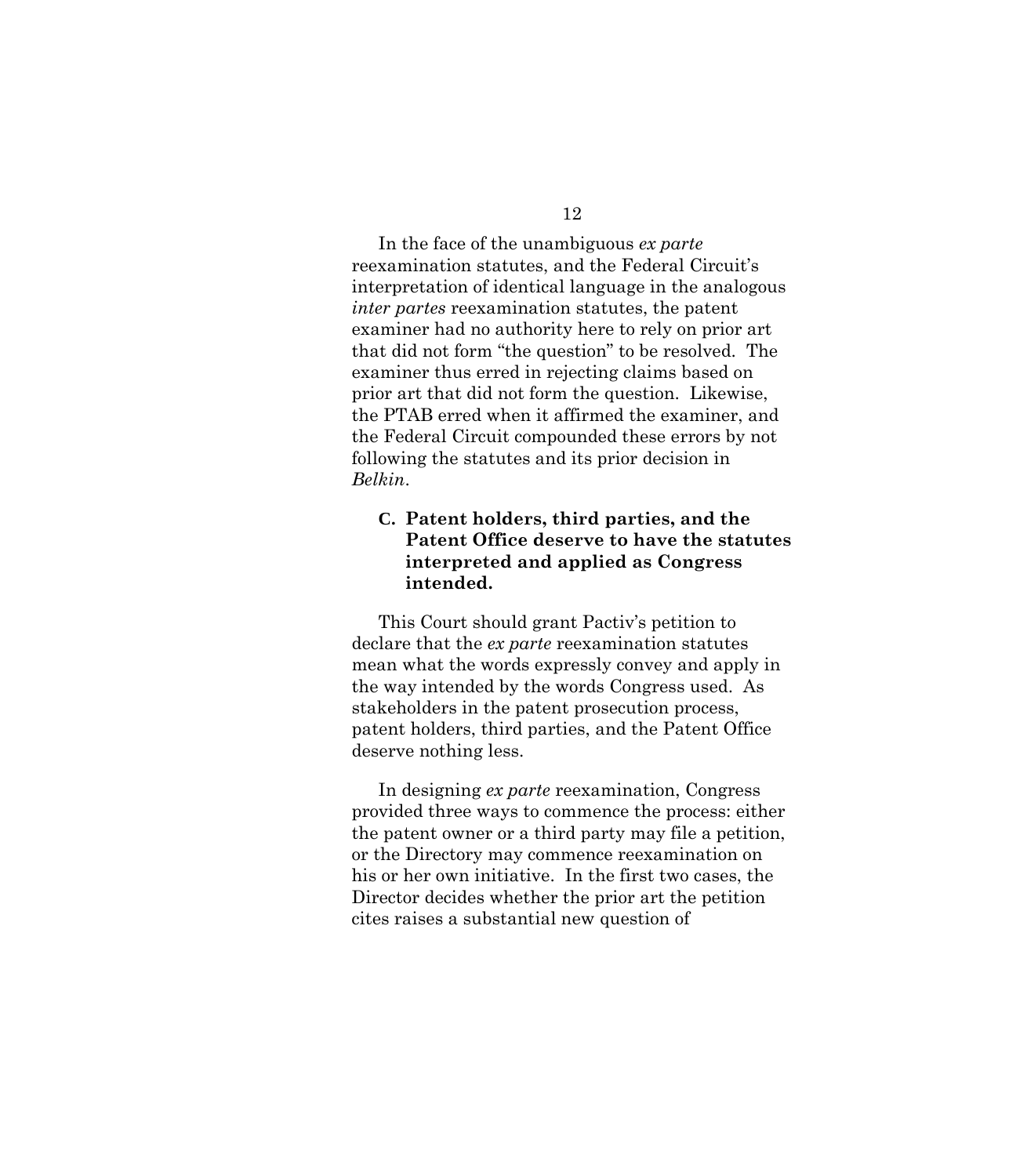In the face of the unambiguous *ex parte* reexamination statutes, and the Federal Circuit's interpretation of identical language in the analogous *inter partes* reexamination statutes, the patent examiner had no authority here to rely on prior art that did not form "the question" to be resolved. The examiner thus erred in rejecting claims based on prior art that did not form the question. Likewise, the PTAB erred when it affirmed the examiner, and the Federal Circuit compounded these errors by not following the statutes and its prior decision in *Belkin*.

### C. Patent holders, third parties, and the Patent Office deserve to have the statutes interpreted and applied as Congress intended.

This Court should grant Pactiv's petition to declare that the *ex parte* reexamination statutes mean what the words expressly convey and apply in the way intended by the words Congress used. As stakeholders in the patent prosecution process, patent holders, third parties, and the Patent Office deserve nothing less.

In designing *ex parte* reexamination, Congress provided three ways to commence the process: either the patent owner or a third party may file a petition, or the Directory may commence reexamination on his or her own initiative. In the first two cases, the Director decides whether the prior art the petition cites raises a substantial new question of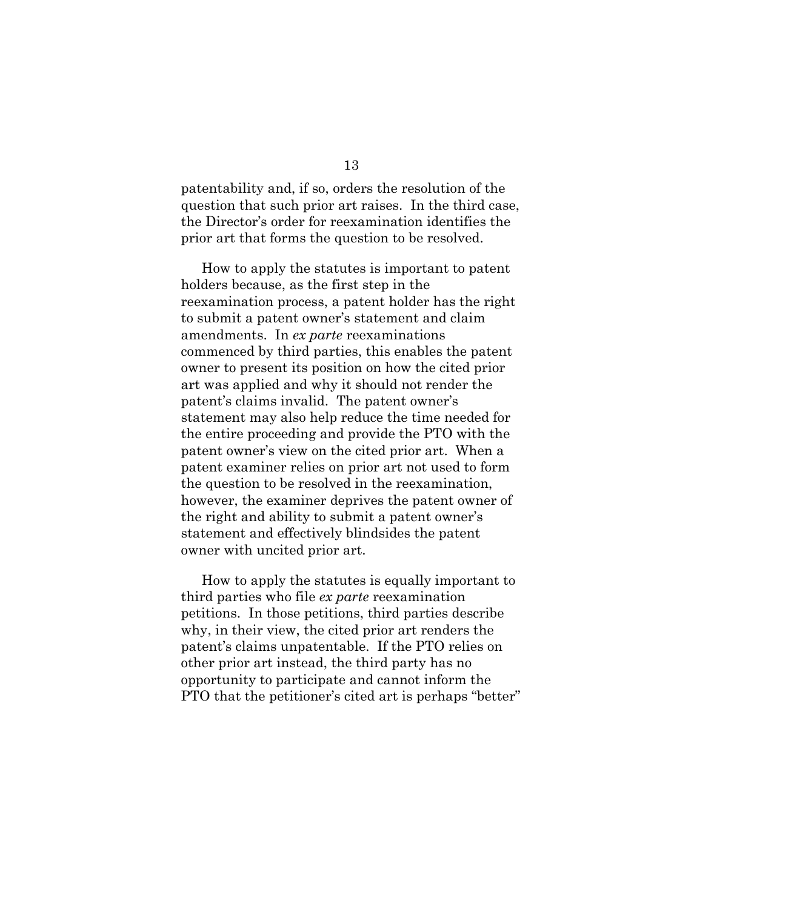patentability and, if so, orders the resolution of the question that such prior art raises. In the third case, the Director's order for reexamination identifies the prior art that forms the question to be resolved.

How to apply the statutes is important to patent holders because, as the first step in the reexamination process, a patent holder has the right to submit a patent owner's statement and claim amendments. In *ex parte* reexaminations commenced by third parties, this enables the patent owner to present its position on how the cited prior art was applied and why it should not render the patent's claims invalid. The patent owner's statement may also help reduce the time needed for the entire proceeding and provide the PTO with the patent owner's view on the cited prior art. When a patent examiner relies on prior art not used to form the question to be resolved in the reexamination, however, the examiner deprives the patent owner of the right and ability to submit a patent owner's statement and effectively blindsides the patent owner with uncited prior art.

How to apply the statutes is equally important to third parties who file *ex parte* reexamination petitions. In those petitions, third parties describe why, in their view, the cited prior art renders the patent's claims unpatentable. If the PTO relies on other prior art instead, the third party has no opportunity to participate and cannot inform the PTO that the petitioner's cited art is perhaps "better"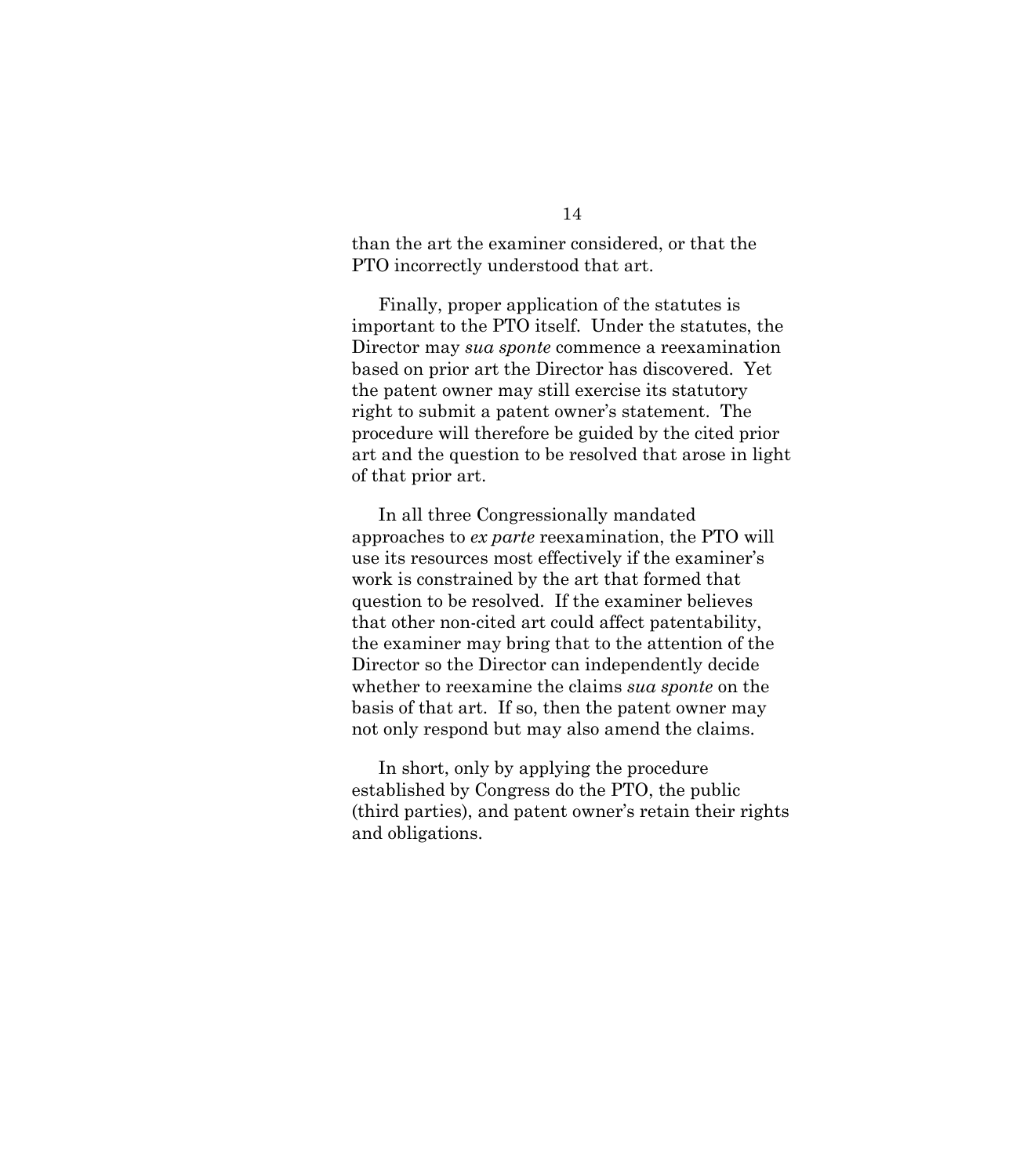than the art the examiner considered, or that the PTO incorrectly understood that art.

Finally, proper application of the statutes is important to the PTO itself. Under the statutes, the Director may *sua sponte* commence a reexamination based on prior art the Director has discovered. Yet the patent owner may still exercise its statutory right to submit a patent owner's statement. The procedure will therefore be guided by the cited prior art and the question to be resolved that arose in light of that prior art.

In all three Congressionally mandated approaches to *ex parte* reexamination, the PTO will use its resources most effectively if the examiner's work is constrained by the art that formed that question to be resolved. If the examiner believes that other non-cited art could affect patentability, the examiner may bring that to the attention of the Director so the Director can independently decide whether to reexamine the claims *sua sponte* on the basis of that art. If so, then the patent owner may not only respond but may also amend the claims.

In short, only by applying the procedure established by Congress do the PTO, the public (third parties), and patent owner's retain their rights and obligations.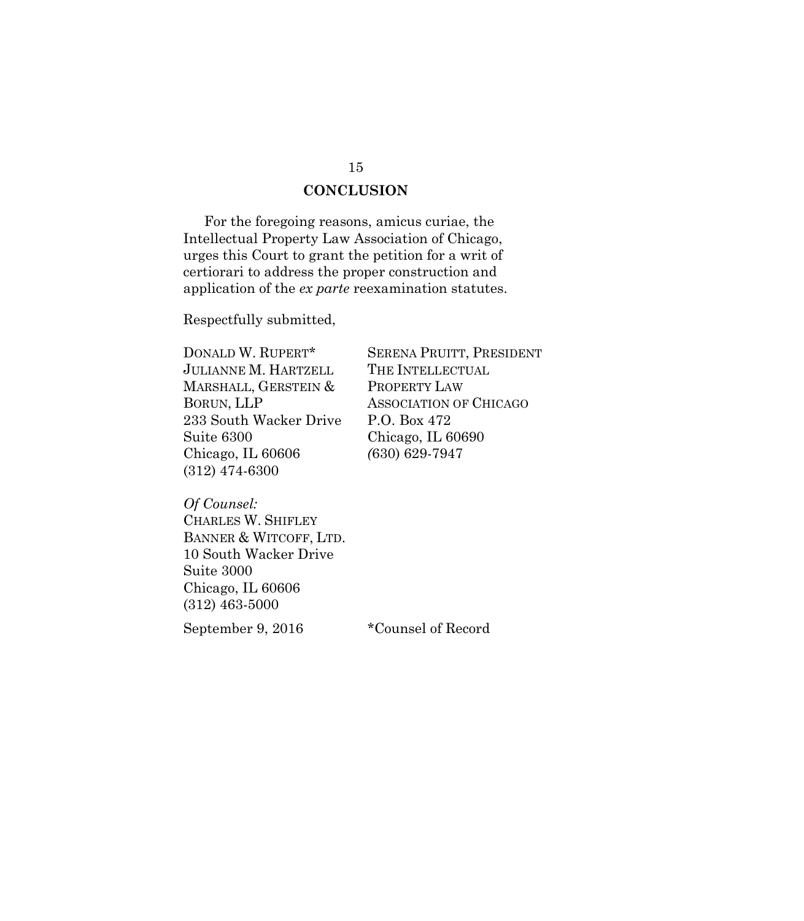## CONCLUSION

For the foregoing reasons, amicus curiae, the Intellectual Property Law Association of Chicago, urges this Court to grant the petition for a writ of certiorari to address the proper construction and application of the *ex parte* reexamination statutes.

Respectfully submitted,

DONALD W. RUPERT*
JULIANNE M. HARTZELL
MARSHALL, GERSTEIN & BORUN, LLP
233 South Wacker Drive
Suite 6300
Chicago, IL 60606
(312) 474-6300

SERENA PRUITT, PRESIDENT
THE INTELLECTUAL PROPERTY LAW ASSOCIATION OF CHICAGO
P.O. Box 472
Chicago, IL 60690
(630) 629-7947

*Of Counsel:*
CHARLES W. SHIFLEY
BANNER & WITCOFF, LTD.
10 South Wacker Drive
Suite 3000
Chicago, IL 60606
(312) 463-5000

September 9, 2016

*Counsel of Record